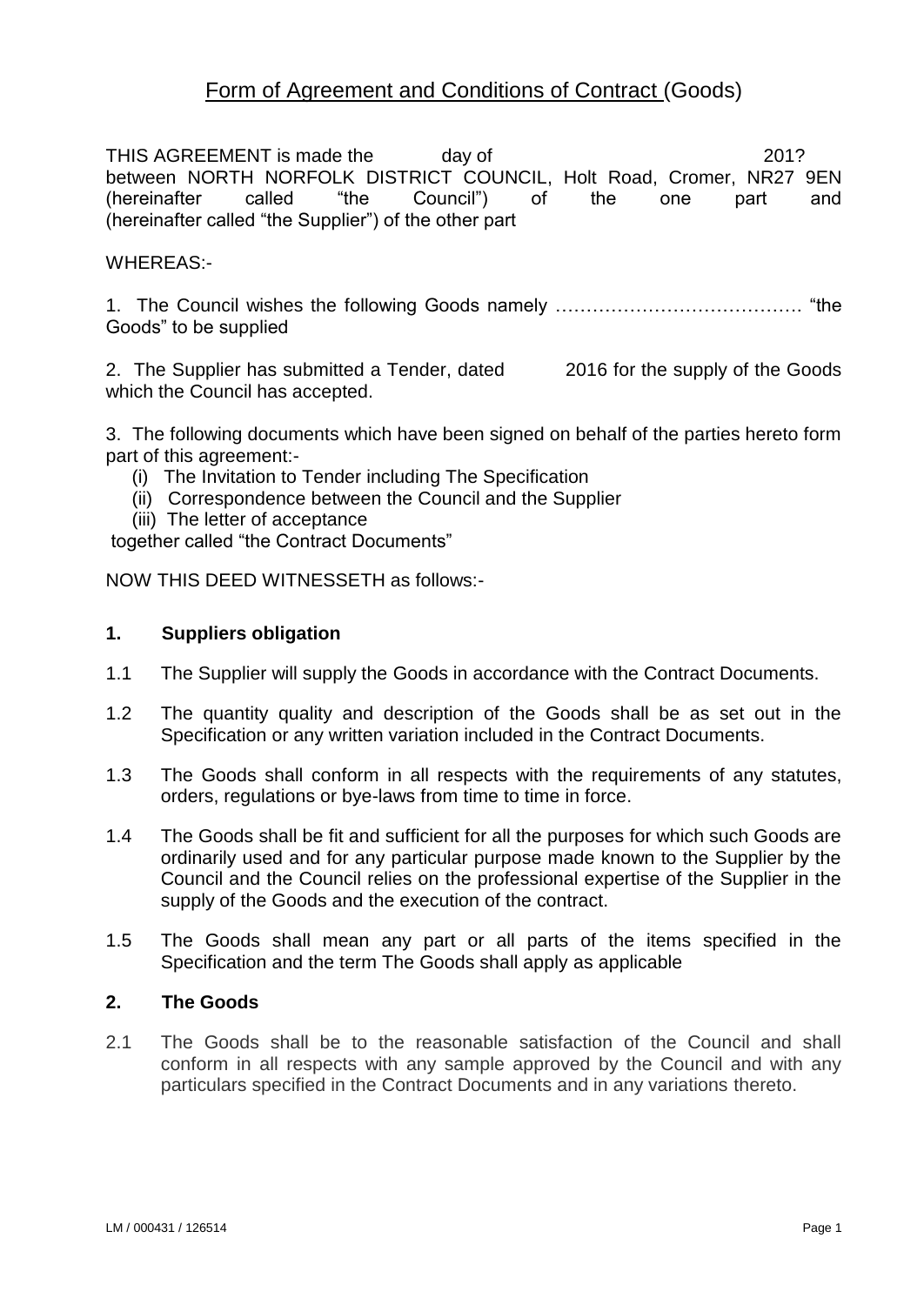# Form of Agreement and Conditions of Contract (Goods)

THIS AGREEMENT is made the day of 201? between NORTH NORFOLK DISTRICT COUNCIL, Holt Road, Cromer, NR27 9EN (hereinafter called "the Council") of the one part and (hereinafter called "the Supplier") of the other part

WHEREAS:-

1. The Council wishes the following Goods namely …………………………………. "the Goods" to be supplied

2. The Supplier has submitted a Tender, dated 2016 for the supply of the Goods which the Council has accepted.

3. The following documents which have been signed on behalf of the parties hereto form part of this agreement:-

   (i) The Invitation to Tender including The Specification
   (ii) Correspondence between the Council and the Supplier
   (iii) The letter of acceptance

together called "the Contract Documents"

NOW THIS DEED WITNESSETH as follows:-

## 1. Suppliers obligation

1.1 The Supplier will supply the Goods in accordance with the Contract Documents.

1.2 The quantity quality and description of the Goods shall be as set out in the Specification or any written variation included in the Contract Documents.

1.3 The Goods shall conform in all respects with the requirements of any statutes, orders, regulations or bye-laws from time to time in force.

1.4 The Goods shall be fit and sufficient for all the purposes for which such Goods are ordinarily used and for any particular purpose made known to the Supplier by the Council and the Council relies on the professional expertise of the Supplier in the supply of the Goods and the execution of the contract.

1.5 The Goods shall mean any part or all parts of the items specified in the Specification and the term The Goods shall apply as applicable

## 2. The Goods

2.1 The Goods shall be to the reasonable satisfaction of the Council and shall conform in all respects with any sample approved by the Council and with any particulars specified in the Contract Documents and in any variations thereto.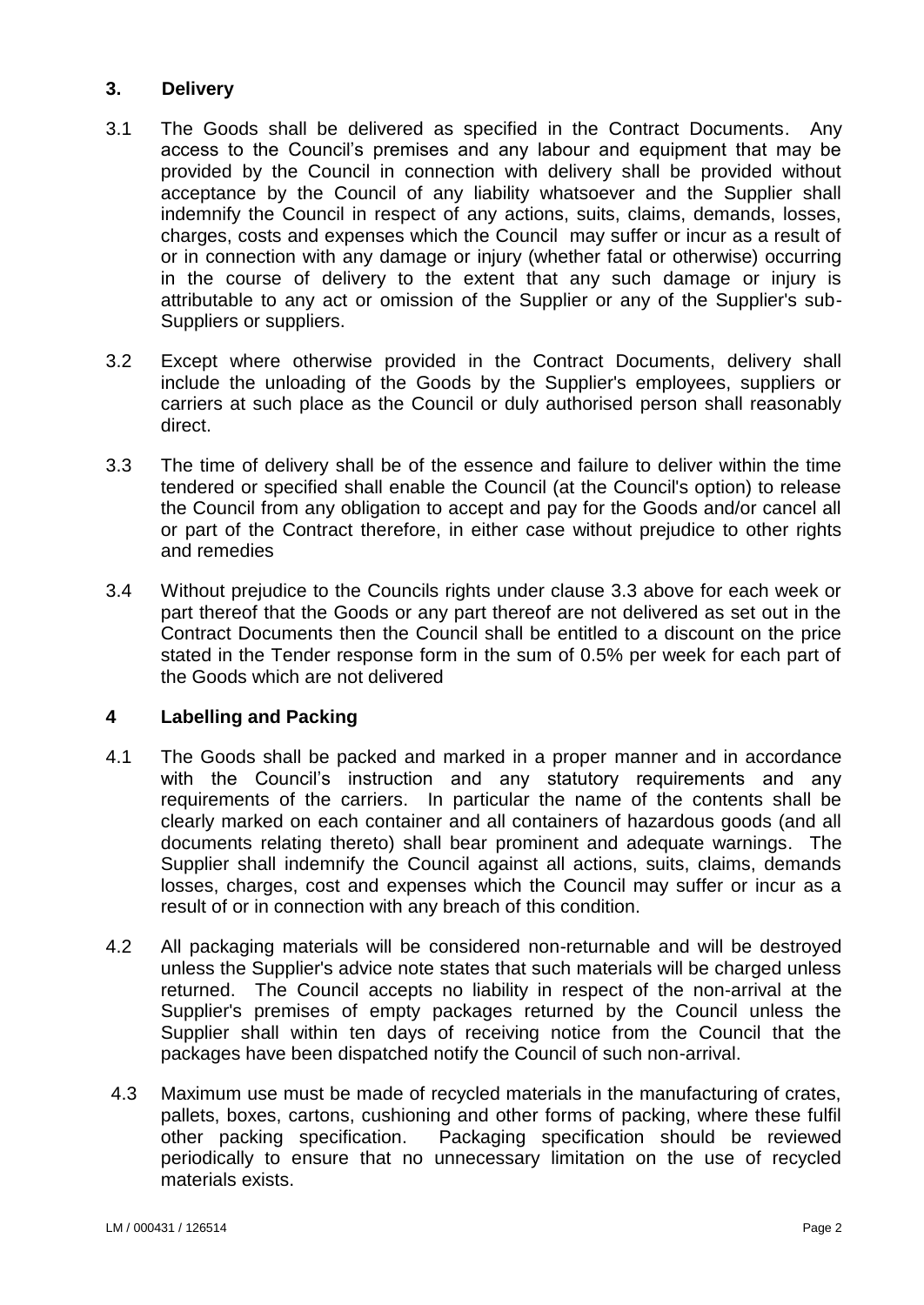## 3. Delivery

3.1 The Goods shall be delivered as specified in the Contract Documents. Any access to the Council's premises and any labour and equipment that may be provided by the Council in connection with delivery shall be provided without acceptance by the Council of any liability whatsoever and the Supplier shall indemnify the Council in respect of any actions, suits, claims, demands, losses, charges, costs and expenses which the Council may suffer or incur as a result of or in connection with any damage or injury (whether fatal or otherwise) occurring in the course of delivery to the extent that any such damage or injury is attributable to any act or omission of the Supplier or any of the Supplier's sub-Suppliers or suppliers.

3.2 Except where otherwise provided in the Contract Documents, delivery shall include the unloading of the Goods by the Supplier's employees, suppliers or carriers at such place as the Council or duly authorised person shall reasonably direct.

3.3 The time of delivery shall be of the essence and failure to deliver within the time tendered or specified shall enable the Council (at the Council's option) to release the Council from any obligation to accept and pay for the Goods and/or cancel all or part of the Contract therefore, in either case without prejudice to other rights and remedies

3.4 Without prejudice to the Councils rights under clause 3.3 above for each week or part thereof that the Goods or any part thereof are not delivered as set out in the Contract Documents then the Council shall be entitled to a discount on the price stated in the Tender response form in the sum of 0.5% per week for each part of the Goods which are not delivered

## 4 Labelling and Packing

4.1 The Goods shall be packed and marked in a proper manner and in accordance with the Council's instruction and any statutory requirements and any requirements of the carriers. In particular the name of the contents shall be clearly marked on each container and all containers of hazardous goods (and all documents relating thereto) shall bear prominent and adequate warnings. The Supplier shall indemnify the Council against all actions, suits, claims, demands losses, charges, cost and expenses which the Council may suffer or incur as a result of or in connection with any breach of this condition.

4.2 All packaging materials will be considered non-returnable and will be destroyed unless the Supplier's advice note states that such materials will be charged unless returned. The Council accepts no liability in respect of the non-arrival at the Supplier's premises of empty packages returned by the Council unless the Supplier shall within ten days of receiving notice from the Council that the packages have been dispatched notify the Council of such non-arrival.

4.3 Maximum use must be made of recycled materials in the manufacturing of crates, pallets, boxes, cartons, cushioning and other forms of packing, where these fulfil other packing specification. Packaging specification should be reviewed periodically to ensure that no unnecessary limitation on the use of recycled materials exists.

LM / 000431 / 126514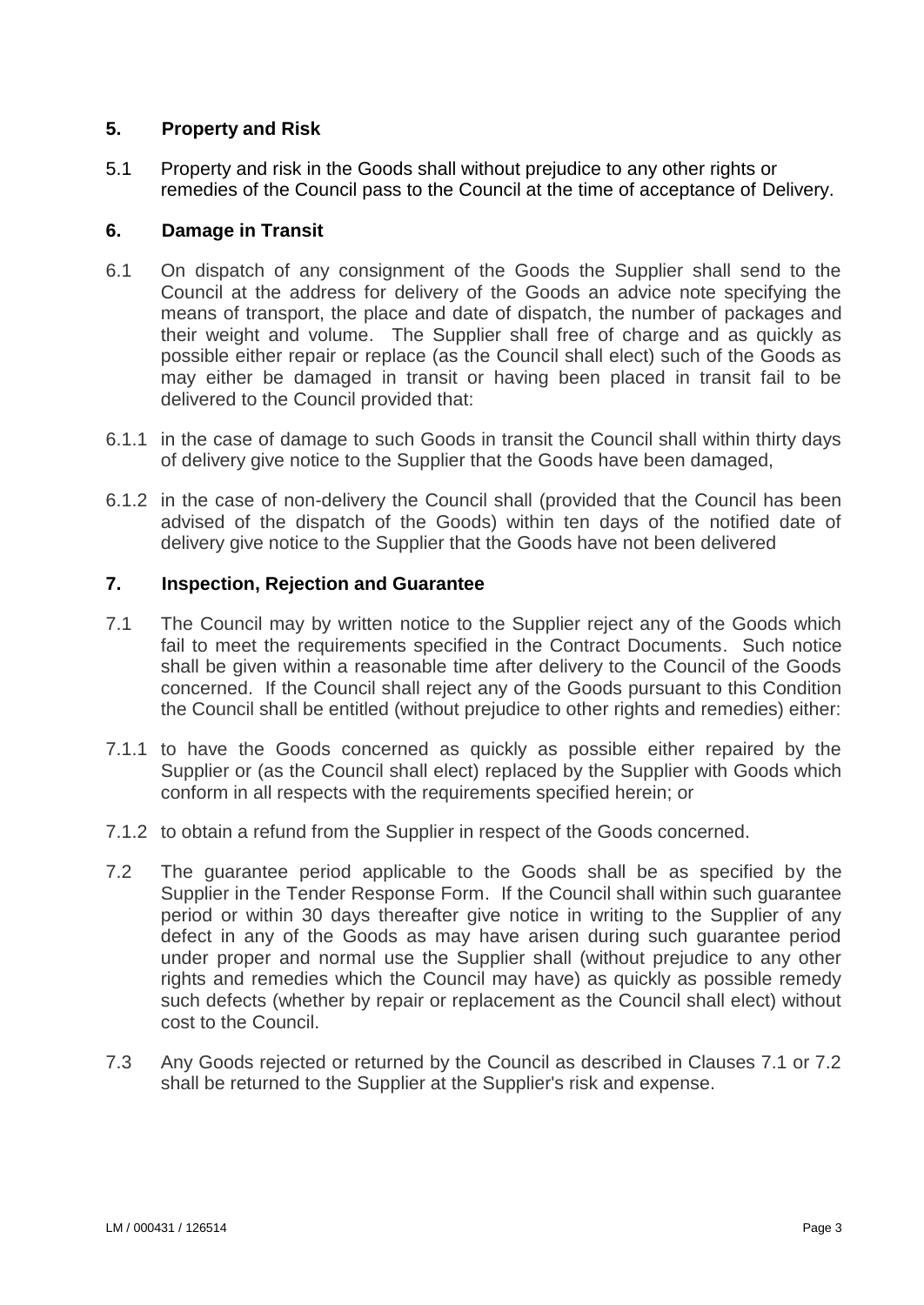## 5. Property and Risk

5.1 Property and risk in the Goods shall without prejudice to any other rights or remedies of the Council pass to the Council at the time of acceptance of Delivery.

## 6. Damage in Transit

6.1 On dispatch of any consignment of the Goods the Supplier shall send to the Council at the address for delivery of the Goods an advice note specifying the means of transport, the place and date of dispatch, the number of packages and their weight and volume. The Supplier shall free of charge and as quickly as possible either repair or replace (as the Council shall elect) such of the Goods as may either be damaged in transit or having been placed in transit fail to be delivered to the Council provided that:

6.1.1 in the case of damage to such Goods in transit the Council shall within thirty days of delivery give notice to the Supplier that the Goods have been damaged,

6.1.2 in the case of non-delivery the Council shall (provided that the Council has been advised of the dispatch of the Goods) within ten days of the notified date of delivery give notice to the Supplier that the Goods have not been delivered

## 7. Inspection, Rejection and Guarantee

7.1 The Council may by written notice to the Supplier reject any of the Goods which fail to meet the requirements specified in the Contract Documents. Such notice shall be given within a reasonable time after delivery to the Council of the Goods concerned. If the Council shall reject any of the Goods pursuant to this Condition the Council shall be entitled (without prejudice to other rights and remedies) either:

7.1.1 to have the Goods concerned as quickly as possible either repaired by the Supplier or (as the Council shall elect) replaced by the Supplier with Goods which conform in all respects with the requirements specified herein; or

7.1.2 to obtain a refund from the Supplier in respect of the Goods concerned.

7.2 The guarantee period applicable to the Goods shall be as specified by the Supplier in the Tender Response Form. If the Council shall within such guarantee period or within 30 days thereafter give notice in writing to the Supplier of any defect in any of the Goods as may have arisen during such guarantee period under proper and normal use the Supplier shall (without prejudice to any other rights and remedies which the Council may have) as quickly as possible remedy such defects (whether by repair or replacement as the Council shall elect) without cost to the Council.

7.3 Any Goods rejected or returned by the Council as described in Clauses 7.1 or 7.2 shall be returned to the Supplier at the Supplier's risk and expense.

LM / 000431 / 126514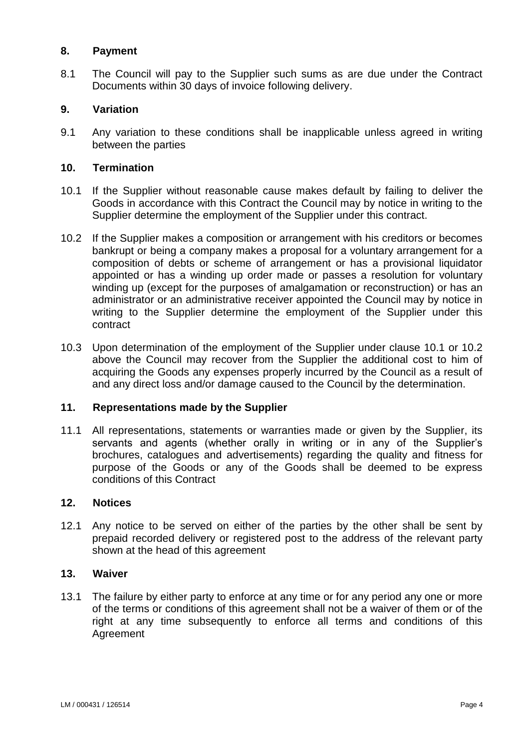## 8. Payment

8.1 The Council will pay to the Supplier such sums as are due under the Contract Documents within 30 days of invoice following delivery.

## 9. Variation

9.1 Any variation to these conditions shall be inapplicable unless agreed in writing between the parties

## 10. Termination

10.1 If the Supplier without reasonable cause makes default by failing to deliver the Goods in accordance with this Contract the Council may by notice in writing to the Supplier determine the employment of the Supplier under this contract.

10.2 If the Supplier makes a composition or arrangement with his creditors or becomes bankrupt or being a company makes a proposal for a voluntary arrangement for a composition of debts or scheme of arrangement or has a provisional liquidator appointed or has a winding up order made or passes a resolution for voluntary winding up (except for the purposes of amalgamation or reconstruction) or has an administrator or an administrative receiver appointed the Council may by notice in writing to the Supplier determine the employment of the Supplier under this contract

10.3 Upon determination of the employment of the Supplier under clause 10.1 or 10.2 above the Council may recover from the Supplier the additional cost to him of acquiring the Goods any expenses properly incurred by the Council as a result of and any direct loss and/or damage caused to the Council by the determination.

## 11. Representations made by the Supplier

11.1 All representations, statements or warranties made or given by the Supplier, its servants and agents (whether orally in writing or in any of the Supplier's brochures, catalogues and advertisements) regarding the quality and fitness for purpose of the Goods or any of the Goods shall be deemed to be express conditions of this Contract

## 12. Notices

12.1 Any notice to be served on either of the parties by the other shall be sent by prepaid recorded delivery or registered post to the address of the relevant party shown at the head of this agreement

## 13. Waiver

13.1 The failure by either party to enforce at any time or for any period any one or more of the terms or conditions of this agreement shall not be a waiver of them or of the right at any time subsequently to enforce all terms and conditions of this Agreement

LM / 000431 / 126514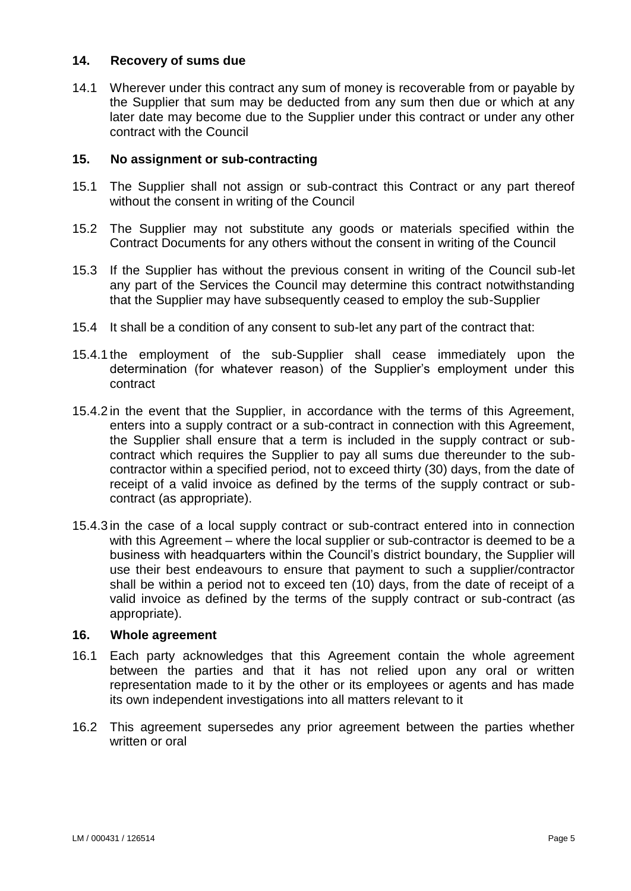## 14. Recovery of sums due

14.1 Wherever under this contract any sum of money is recoverable from or payable by the Supplier that sum may be deducted from any sum then due or which at any later date may become due to the Supplier under this contract or under any other contract with the Council

## 15. No assignment or sub-contracting

15.1 The Supplier shall not assign or sub-contract this Contract or any part thereof without the consent in writing of the Council

15.2 The Supplier may not substitute any goods or materials specified within the Contract Documents for any others without the consent in writing of the Council

15.3 If the Supplier has without the previous consent in writing of the Council sub-let any part of the Services the Council may determine this contract notwithstanding that the Supplier may have subsequently ceased to employ the sub-Supplier

15.4 It shall be a condition of any consent to sub-let any part of the contract that:

15.4.1 the employment of the sub-Supplier shall cease immediately upon the determination (for whatever reason) of the Supplier's employment under this contract

15.4.2 in the event that the Supplier, in accordance with the terms of this Agreement, enters into a supply contract or a sub-contract in connection with this Agreement, the Supplier shall ensure that a term is included in the supply contract or sub-contract which requires the Supplier to pay all sums due thereunder to the sub-contractor within a specified period, not to exceed thirty (30) days, from the date of receipt of a valid invoice as defined by the terms of the supply contract or sub-contract (as appropriate).

15.4.3 in the case of a local supply contract or sub-contract entered into in connection with this Agreement – where the local supplier or sub-contractor is deemed to be a business with headquarters within the Council's district boundary, the Supplier will use their best endeavours to ensure that payment to such a supplier/contractor shall be within a period not to exceed ten (10) days, from the date of receipt of a valid invoice as defined by the terms of the supply contract or sub-contract (as appropriate).

## 16. Whole agreement

16.1 Each party acknowledges that this Agreement contain the whole agreement between the parties and that it has not relied upon any oral or written representation made to it by the other or its employees or agents and has made its own independent investigations into all matters relevant to it

16.2 This agreement supersedes any prior agreement between the parties whether written or oral

LM / 000431 / 126514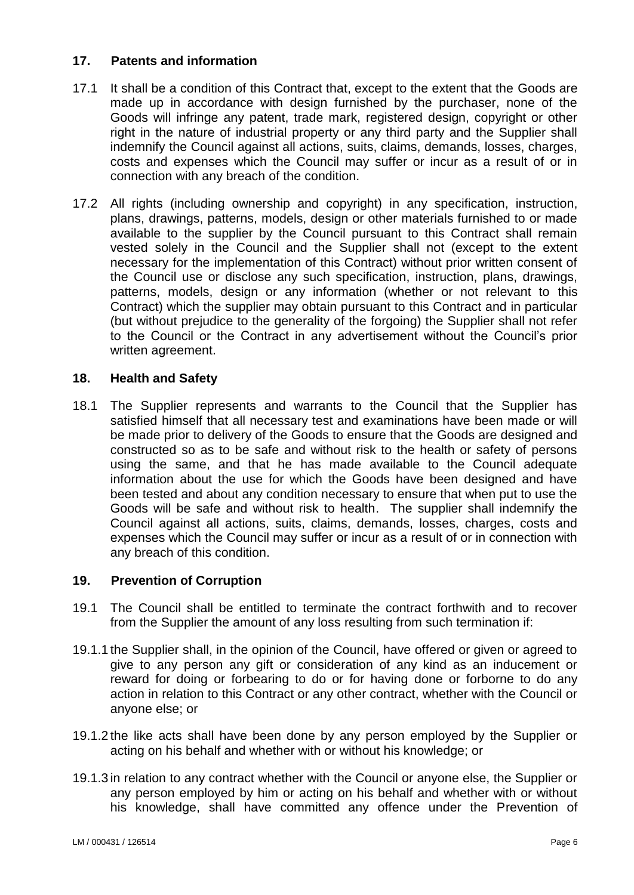## 17. Patents and information

17.1 It shall be a condition of this Contract that, except to the extent that the Goods are made up in accordance with design furnished by the purchaser, none of the Goods will infringe any patent, trade mark, registered design, copyright or other right in the nature of industrial property or any third party and the Supplier shall indemnify the Council against all actions, suits, claims, demands, losses, charges, costs and expenses which the Council may suffer or incur as a result of or in connection with any breach of the condition.

17.2 All rights (including ownership and copyright) in any specification, instruction, plans, drawings, patterns, models, design or other materials furnished to or made available to the supplier by the Council pursuant to this Contract shall remain vested solely in the Council and the Supplier shall not (except to the extent necessary for the implementation of this Contract) without prior written consent of the Council use or disclose any such specification, instruction, plans, drawings, patterns, models, design or any information (whether or not relevant to this Contract) which the supplier may obtain pursuant to this Contract and in particular (but without prejudice to the generality of the forgoing) the Supplier shall not refer to the Council or the Contract in any advertisement without the Council's prior written agreement.

## 18. Health and Safety

18.1 The Supplier represents and warrants to the Council that the Supplier has satisfied himself that all necessary test and examinations have been made or will be made prior to delivery of the Goods to ensure that the Goods are designed and constructed so as to be safe and without risk to the health or safety of persons using the same, and that he has made available to the Council adequate information about the use for which the Goods have been designed and have been tested and about any condition necessary to ensure that when put to use the Goods will be safe and without risk to health. The supplier shall indemnify the Council against all actions, suits, claims, demands, losses, charges, costs and expenses which the Council may suffer or incur as a result of or in connection with any breach of this condition.

## 19. Prevention of Corruption

19.1 The Council shall be entitled to terminate the contract forthwith and to recover from the Supplier the amount of any loss resulting from such termination if:

19.1.1 the Supplier shall, in the opinion of the Council, have offered or given or agreed to give to any person any gift or consideration of any kind as an inducement or reward for doing or forbearing to do or for having done or forborne to do any action in relation to this Contract or any other contract, whether with the Council or anyone else; or

19.1.2 the like acts shall have been done by any person employed by the Supplier or acting on his behalf and whether with or without his knowledge; or

19.1.3 in relation to any contract whether with the Council or anyone else, the Supplier or any person employed by him or acting on his behalf and whether with or without his knowledge, shall have committed any offence under the Prevention of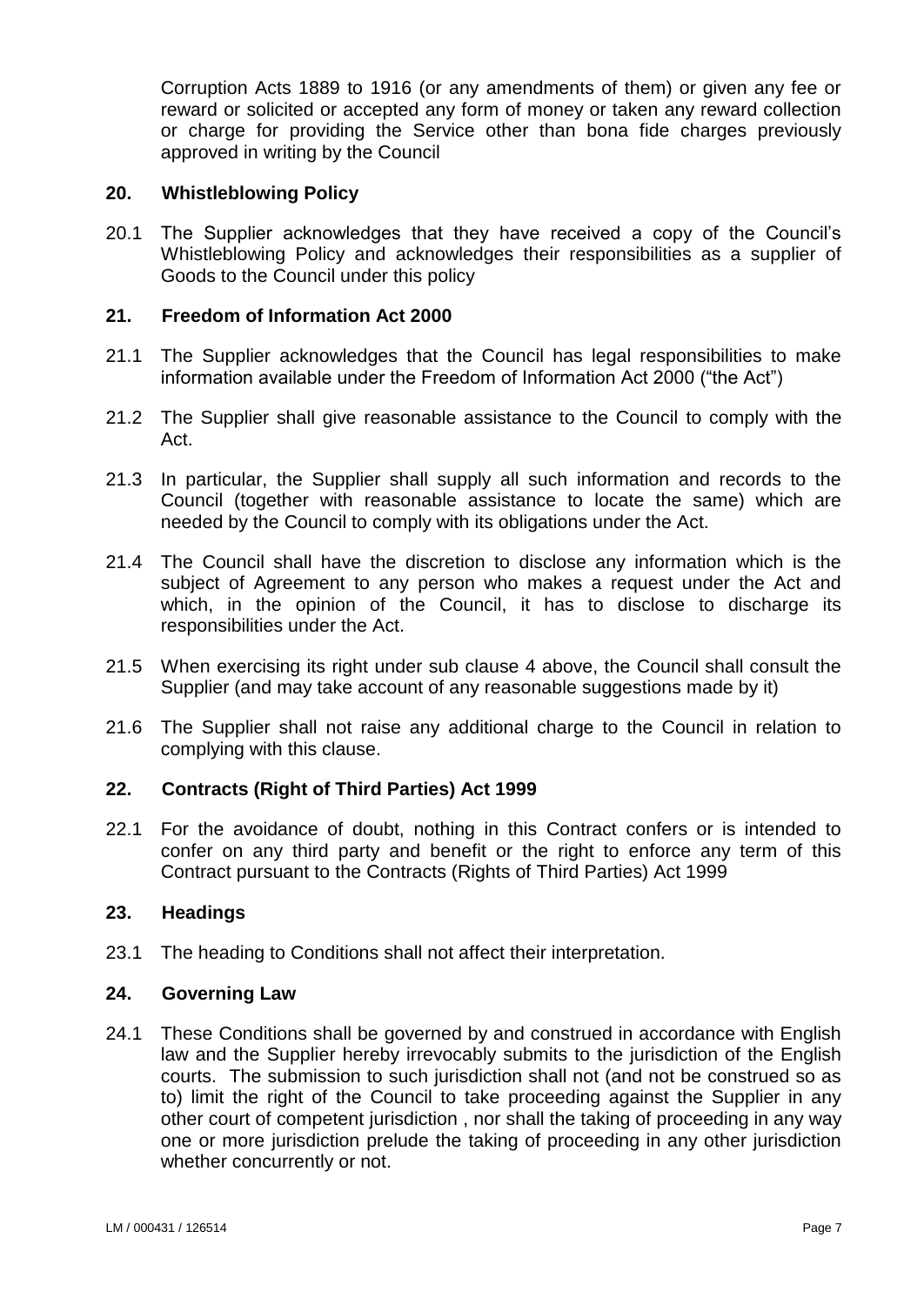Corruption Acts 1889 to 1916 (or any amendments of them) or given any fee or reward or solicited or accepted any form of money or taken any reward collection or charge for providing the Service other than bona fide charges previously approved in writing by the Council

## 20. Whistleblowing Policy

20.1 The Supplier acknowledges that they have received a copy of the Council's Whistleblowing Policy and acknowledges their responsibilities as a supplier of Goods to the Council under this policy

## 21. Freedom of Information Act 2000

21.1 The Supplier acknowledges that the Council has legal responsibilities to make information available under the Freedom of Information Act 2000 ("the Act")

21.2 The Supplier shall give reasonable assistance to the Council to comply with the Act.

21.3 In particular, the Supplier shall supply all such information and records to the Council (together with reasonable assistance to locate the same) which are needed by the Council to comply with its obligations under the Act.

21.4 The Council shall have the discretion to disclose any information which is the subject of Agreement to any person who makes a request under the Act and which, in the opinion of the Council, it has to disclose to discharge its responsibilities under the Act.

21.5 When exercising its right under sub clause 4 above, the Council shall consult the Supplier (and may take account of any reasonable suggestions made by it)

21.6 The Supplier shall not raise any additional charge to the Council in relation to complying with this clause.

## 22. Contracts (Right of Third Parties) Act 1999

22.1 For the avoidance of doubt, nothing in this Contract confers or is intended to confer on any third party and benefit or the right to enforce any term of this Contract pursuant to the Contracts (Rights of Third Parties) Act 1999

## 23. Headings

23.1 The heading to Conditions shall not affect their interpretation.

## 24. Governing Law

24.1 These Conditions shall be governed by and construed in accordance with English law and the Supplier hereby irrevocably submits to the jurisdiction of the English courts. The submission to such jurisdiction shall not (and not be construed so as to) limit the right of the Council to take proceeding against the Supplier in any other court of competent jurisdiction , nor shall the taking of proceeding in any way one or more jurisdiction prelude the taking of proceeding in any other jurisdiction whether concurrently or not.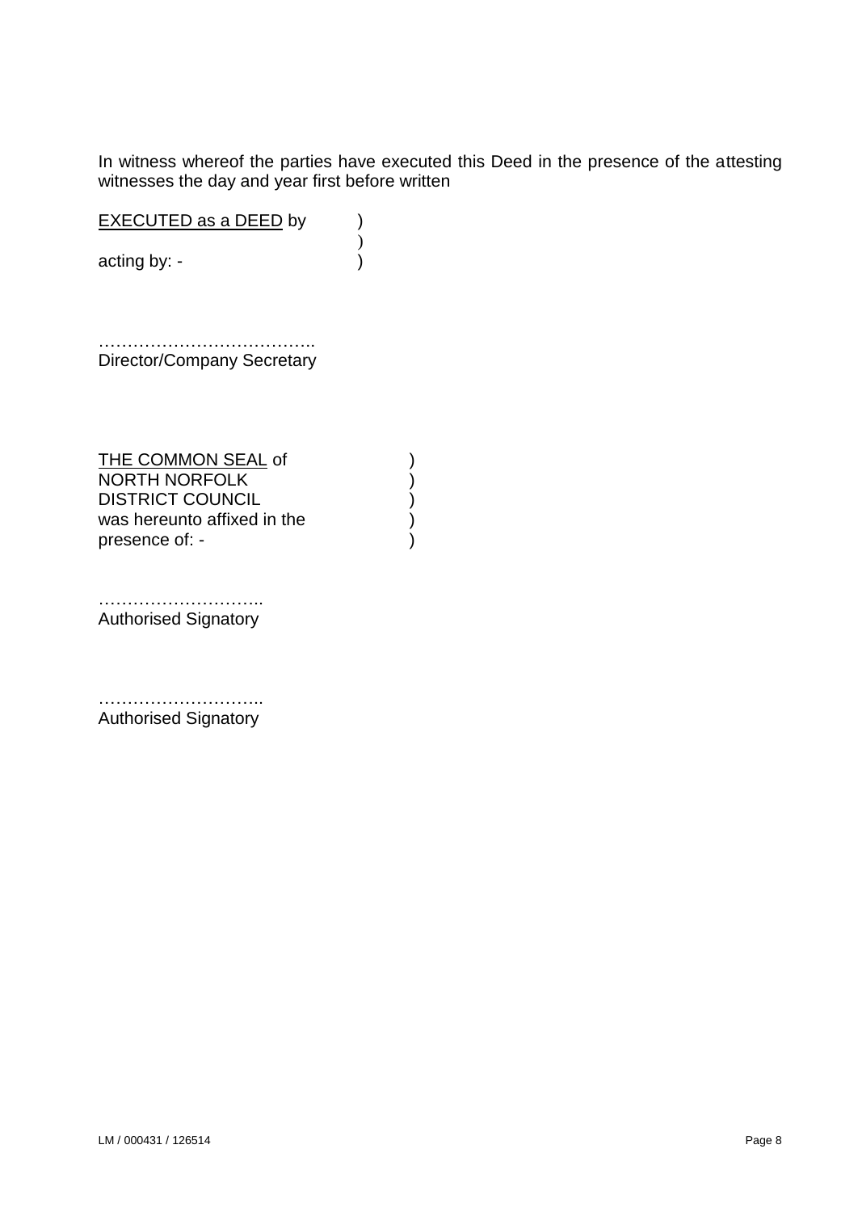In witness whereof the parties have executed this Deed in the presence of the attesting witnesses the day and year first before written

<u>EXECUTED as a DEED</u> by )
)
acting by: - )

………………………………..
Director/Company Secretary

<u>THE COMMON SEAL</u> of )
NORTH NORFOLK )
DISTRICT COUNCIL )
was hereunto affixed in the )
presence of: - )

………………………..
Authorised Signatory

………………………..
Authorised Signatory

LM / 000431 / 126514